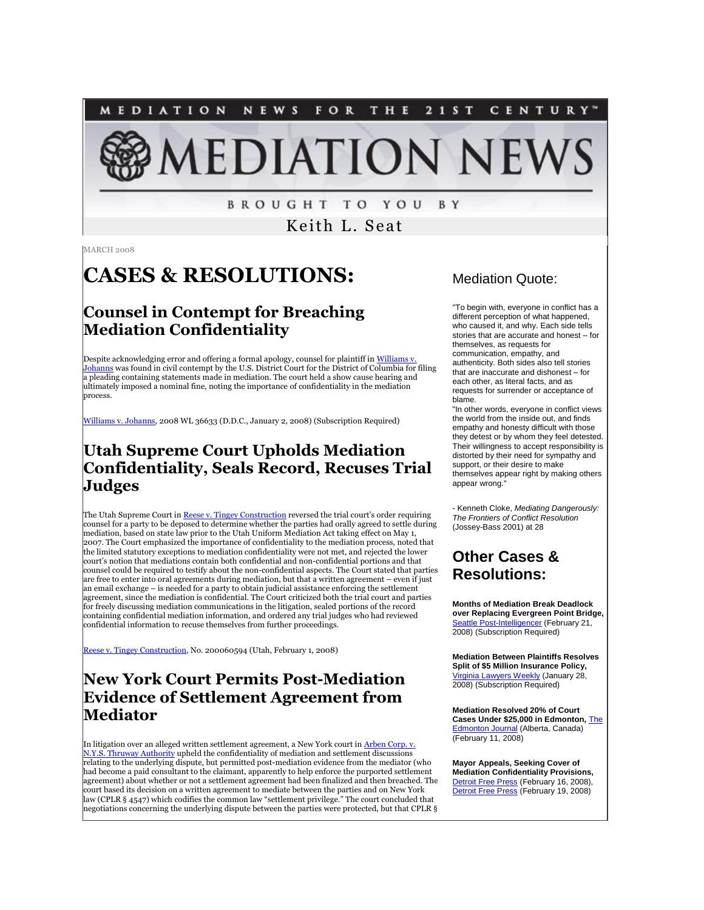MEDIATION NEWS FOR THE 21ST CENTURY™

# MEDIATION NEWS

BROUGHT TO YOU BY

Keith L. Seat

MARCH 2008

# CASES & RESOLUTIONS:

## Counsel in Contempt for Breaching Mediation Confidentiality

Despite acknowledging error and offering a formal apology, counsel for plaintiff in Williams v. Johanns was found in civil contempt by the U.S. District Court for the District of Columbia for filing a pleading containing statements made in mediation. The court held a show cause hearing and ultimately imposed a nominal fine, noting the importance of confidentiality in the mediation process.

Williams v. Johanns, 2008 WL 36633 (D.D.C., January 2, 2008) (Subscription Required)

## Utah Supreme Court Upholds Mediation Confidentiality, Seals Record, Recuses Trial Judges

The Utah Supreme Court in Reese v. Tingey Construction reversed the trial court's order requiring counsel for a party to be deposed to determine whether the parties had orally agreed to settle during mediation, based on state law prior to the Utah Uniform Mediation Act taking effect on May 1, 2007. The Court emphasized the importance of confidentiality to the mediation process, noted that the limited statutory exceptions to mediation confidentiality were not met, and rejected the lower court's notion that mediations contain both confidential and non-confidential portions and that counsel could be required to testify about the non-confidential aspects. The Court stated that parties are free to enter into oral agreements during mediation, but that a written agreement – even if just an email exchange – is needed for a party to obtain judicial assistance enforcing the settlement agreement, since the mediation is confidential. The Court criticized both the trial court and parties for freely discussing mediation communications in the litigation, sealed portions of the record containing confidential mediation information, and ordered any trial judges who had reviewed confidential information to recuse themselves from further proceedings.

Reese v. Tingey Construction, No. 200060594 (Utah, February 1, 2008)

## New York Court Permits Post-Mediation Evidence of Settlement Agreement from Mediator

In litigation over an alleged written settlement agreement, a New York court in Arben Corp. v. N.Y.S. Thruway Authority upheld the confidentiality of mediation and settlement discussions relating to the underlying dispute, but permitted post-mediation evidence from the mediator (who had become a paid consultant to the claimant, apparently to help enforce the purported settlement agreement) about whether or not a settlement agreement had been finalized and then breached. The court based its decision on a written agreement to mediate between the parties and on New York law (CPLR § 4547) which codifies the common law "settlement privilege." The court concluded that negotiations concerning the underlying dispute between the parties were protected, but that CPLR §

## Mediation Quote:

"To begin with, everyone in conflict has a different perception of what happened, who caused it, and why. Each side tells stories that are accurate and honest – for themselves, as requests for communication, empathy, and authenticity. Both sides also tell stories that are inaccurate and dishonest – for each other, as literal facts, and as requests for surrender or acceptance of blame.

"In other words, everyone in conflict views the world from the inside out, and finds empathy and honesty difficult with those they detest or by whom they feel detested. Their willingness to accept responsibility is distorted by their need for sympathy and support, or their desire to make themselves appear right by making others appear wrong."

- Kenneth Cloke, *Mediating Dangerously: The Frontiers of Conflict Resolution* (Jossey-Bass 2001) at 28

## Other Cases & Resolutions:

**Months of Mediation Break Deadlock over Replacing Evergreen Point Bridge,** Seattle Post-Intelligencer (February 21, 2008) (Subscription Required)

**Mediation Between Plaintiffs Resolves Split of $5 Million Insurance Policy,** Virginia Lawyers Weekly (January 28, 2008) (Subscription Required)

**Mediation Resolved 20% of Court Cases Under $25,000 in Edmonton,** The Edmonton Journal (Alberta, Canada) (February 11, 2008)

**Mayor Appeals, Seeking Cover of Mediation Confidentiality Provisions,** Detroit Free Press (February 16, 2008), Detroit Free Press (February 19, 2008)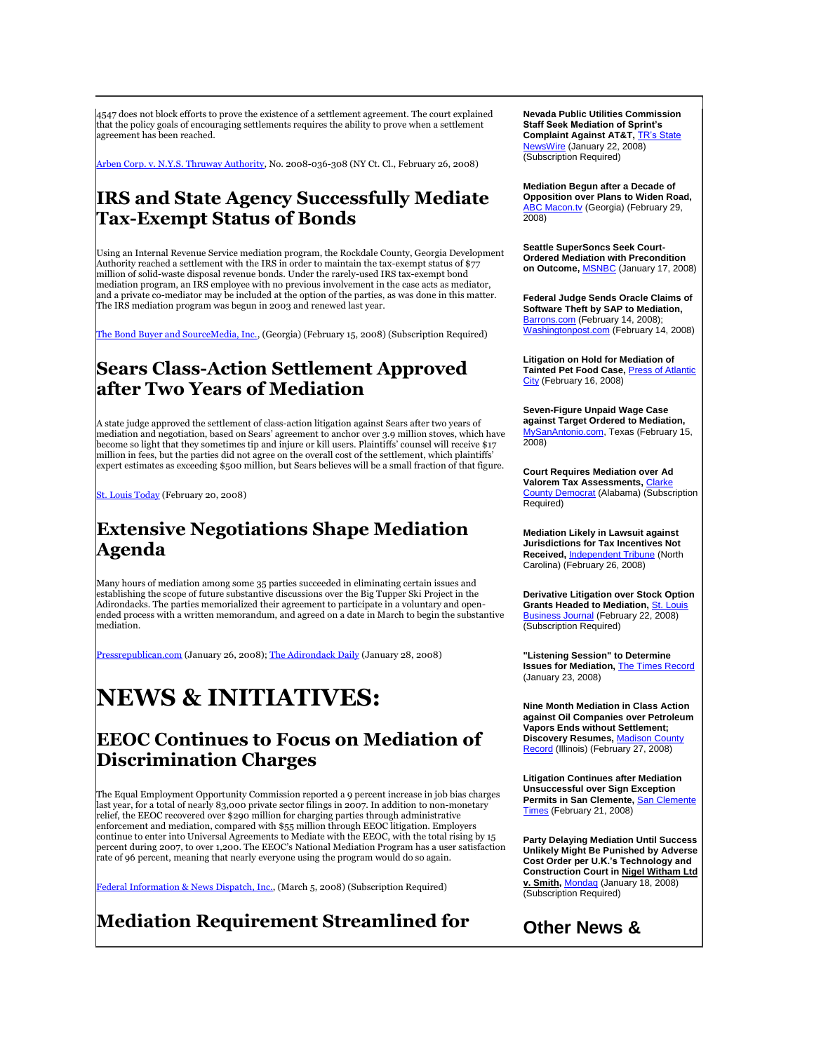4547 does not block efforts to prove the existence of a settlement agreement. The court explained that the policy goals of encouraging settlements requires the ability to prove when a settlement agreement has been reached.

Arben Corp. v. N.Y.S. Thruway Authority, No. 2008-036-308 (NY Ct. Cl., February 26, 2008)

# IRS and State Agency Successfully Mediate Tax-Exempt Status of Bonds

Using an Internal Revenue Service mediation program, the Rockdale County, Georgia Development Authority reached a settlement with the IRS in order to maintain the tax-exempt status of $77 million of solid-waste disposal revenue bonds. Under the rarely-used IRS tax-exempt bond mediation program, an IRS employee with no previous involvement in the case acts as mediator, and a private co-mediator may be included at the option of the parties, as was done in this matter. The IRS mediation program was begun in 2003 and renewed last year.

The Bond Buyer and SourceMedia, Inc., (Georgia) (February 15, 2008) (Subscription Required)

# Sears Class-Action Settlement Approved after Two Years of Mediation

A state judge approved the settlement of class-action litigation against Sears after two years of mediation and negotiation, based on Sears' agreement to anchor over 3.9 million stoves, which have become so light that they sometimes tip and injure or kill users. Plaintiffs' counsel will receive $17 million in fees, but the parties did not agree on the overall cost of the settlement, which plaintiffs' expert estimates as exceeding $500 million, but Sears believes will be a small fraction of that figure.

St. Louis Today (February 20, 2008)

# Extensive Negotiations Shape Mediation Agenda

Many hours of mediation among some 35 parties succeeded in eliminating certain issues and establishing the scope of future substantive discussions over the Big Tupper Ski Project in the Adirondacks. The parties memorialized their agreement to participate in a voluntary and open-ended process with a written memorandum, and agreed on a date in March to begin the substantive mediation.

Pressrepublican.com (January 26, 2008); The Adirondack Daily (January 28, 2008)

# NEWS & INITIATIVES:

## EEOC Continues to Focus on Mediation of Discrimination Charges

The Equal Employment Opportunity Commission reported a 9 percent increase in job bias charges last year, for a total of nearly 83,000 private sector filings in 2007. In addition to non-monetary relief, the EEOC recovered over $290 million for charging parties through administrative enforcement and mediation, compared with $55 million through EEOC litigation. Employers continue to enter into Universal Agreements to Mediate with the EEOC, with the total rising by 15 percent during 2007, to over 1,200. The EEOC's National Mediation Program has a user satisfaction rate of 96 percent, meaning that nearly everyone using the program would do so again.

Federal Information & News Dispatch, Inc., (March 5, 2008) (Subscription Required)

## Mediation Requirement Streamlined for

**Nevada Public Utilities Commission Staff Seek Mediation of Sprint's Complaint Against AT&T,** TR's State NewsWire (January 22, 2008) (Subscription Required)

**Mediation Begun after a Decade of Opposition over Plans to Widen Road,** ABC Macon.tv (Georgia) (February 29, 2008)

**Seattle SuperSoncs Seek Court-Ordered Mediation with Precondition on Outcome,** MSNBC (January 17, 2008)

**Federal Judge Sends Oracle Claims of Software Theft by SAP to Mediation,** Barrons.com (February 14, 2008); Washingtonpost.com (February 14, 2008)

**Litigation on Hold for Mediation of Tainted Pet Food Case,** Press of Atlantic City (February 16, 2008)

**Seven-Figure Unpaid Wage Case against Target Ordered to Mediation,** MySanAntonio.com, Texas (February 15, 2008)

**Court Requires Mediation over Ad Valorem Tax Assessments,** Clarke County Democrat (Alabama) (Subscription Required)

**Mediation Likely in Lawsuit against Jurisdictions for Tax Incentives Not Received,** Independent Tribune (North Carolina) (February 26, 2008)

**Derivative Litigation over Stock Option Grants Headed to Mediation,** St. Louis Business Journal (February 22, 2008) (Subscription Required)

**"Listening Session" to Determine Issues for Mediation,** The Times Record (January 23, 2008)

**Nine Month Mediation in Class Action against Oil Companies over Petroleum Vapors Ends without Settlement; Discovery Resumes,** Madison County Record (Illinois) (February 27, 2008)

**Litigation Continues after Mediation Unsuccessful over Sign Exception Permits in San Clemente,** San Clemente Times (February 21, 2008)

**Party Delaying Mediation Until Success Unlikely Might Be Punished by Adverse Cost Order per U.K.'s Technology and Construction Court in Nigel Witham Ltd v. Smith,** Mondaq (January 18, 2008) (Subscription Required)

## Other News &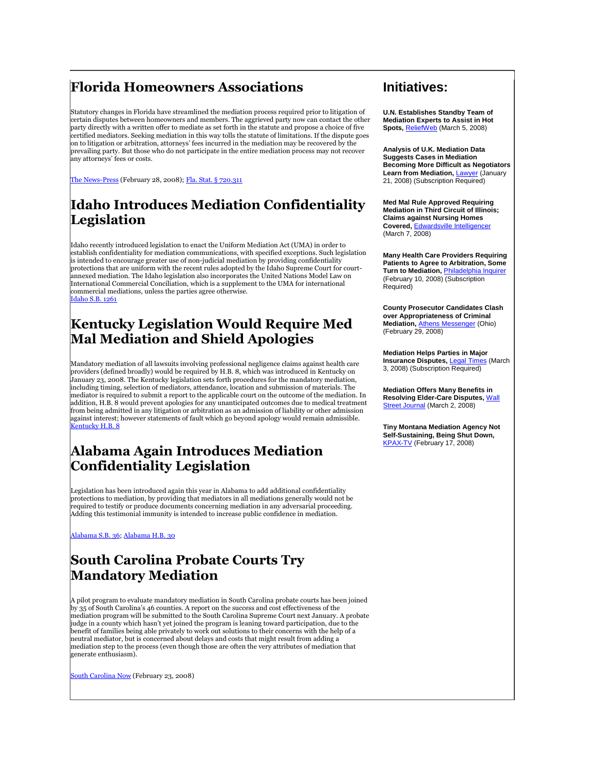## Florida Homeowners Associations

Statutory changes in Florida have streamlined the mediation process required prior to litigation of certain disputes between homeowners and members. The aggrieved party now can contact the other party directly with a written offer to mediate as set forth in the statute and propose a choice of five certified mediators. Seeking mediation in this way tolls the statute of limitations. If the dispute goes on to litigation or arbitration, attorneys' fees incurred in the mediation may be recovered by the prevailing party. But those who do not participate in the entire mediation process may not recover any attorneys' fees or costs.

The News-Press (February 28, 2008); Fla. Stat. § 720.311

## Idaho Introduces Mediation Confidentiality Legislation

Idaho recently introduced legislation to enact the Uniform Mediation Act (UMA) in order to establish confidentiality for mediation communications, with specified exceptions. Such legislation is intended to encourage greater use of non-judicial mediation by providing confidentiality protections that are uniform with the recent rules adopted by the Idaho Supreme Court for court-annexed mediation. The Idaho legislation also incorporates the United Nations Model Law on International Commercial Conciliation, which is a supplement to the UMA for international commercial mediations, unless the parties agree otherwise.
Idaho S.B. 1261

## Kentucky Legislation Would Require Med Mal Mediation and Shield Apologies

Mandatory mediation of all lawsuits involving professional negligence claims against health care providers (defined broadly) would be required by H.B. 8, which was introduced in Kentucky on January 23, 2008. The Kentucky legislation sets forth procedures for the mandatory mediation, including timing, selection of mediators, attendance, location and submission of materials. The mediator is required to submit a report to the applicable court on the outcome of the mediation. In addition, H.B. 8 would prevent apologies for any unanticipated outcomes due to medical treatment from being admitted in any litigation or arbitration as an admission of liability or other admission against interest; however statements of fault which go beyond apology would remain admissible.
Kentucky H.B. 8

## Alabama Again Introduces Mediation Confidentiality Legislation

Legislation has been introduced again this year in Alabama to add additional confidentiality protections to mediation, by providing that mediators in all mediations generally would not be required to testify or produce documents concerning mediation in any adversarial proceeding. Adding this testimonial immunity is intended to increase public confidence in mediation.

Alabama S.B. 36; Alabama H.B. 30

## South Carolina Probate Courts Try Mandatory Mediation

A pilot program to evaluate mandatory mediation in South Carolina probate courts has been joined by 35 of South Carolina's 46 counties. A report on the success and cost effectiveness of the mediation program will be submitted to the South Carolina Supreme Court next January. A probate judge in a county which hasn't yet joined the program is leaning toward participation, due to the benefit of families being able privately to work out solutions to their concerns with the help of a neutral mediator, but is concerned about delays and costs that might result from adding a mediation step to the process (even though those are often the very attributes of mediation that generate enthusiasm).

South Carolina Now (February 23, 2008)

## Initiatives:

**U.N. Establishes Standby Team of Mediation Experts to Assist in Hot Spots,** ReliefWeb (March 5, 2008)

**Analysis of U.K. Mediation Data Suggests Cases in Mediation Becoming More Difficult as Negotiators Learn from Mediation,** Lawyer (January 21, 2008) (Subscription Required)

**Med Mal Rule Approved Requiring Mediation in Third Circuit of Illinois; Claims against Nursing Homes Covered,** Edwardsville Intelligencer (March 7, 2008)

**Many Health Care Providers Requiring Patients to Agree to Arbitration, Some Turn to Mediation,** Philadelphia Inquirer (February 10, 2008) (Subscription Required)

**County Prosecutor Candidates Clash over Appropriateness of Criminal Mediation,** Athens Messenger (Ohio) (February 29, 2008)

**Mediation Helps Parties in Major Insurance Disputes,** Legal Times (March 3, 2008) (Subscription Required)

**Mediation Offers Many Benefits in Resolving Elder-Care Disputes,** Wall Street Journal (March 2, 2008)

**Tiny Montana Mediation Agency Not Self-Sustaining, Being Shut Down,** KPAX-TV (February 17, 2008)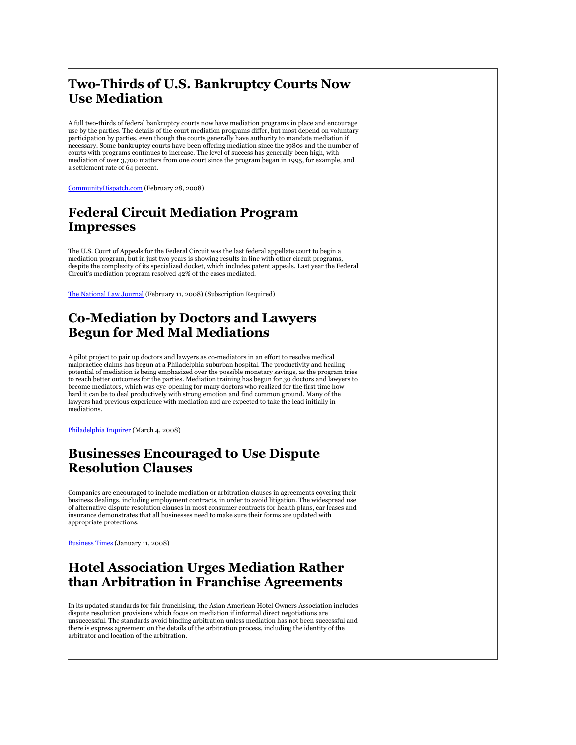## Two-Thirds of U.S. Bankruptcy Courts Now Use Mediation

A full two-thirds of federal bankruptcy courts now have mediation programs in place and encourage use by the parties. The details of the court mediation programs differ, but most depend on voluntary participation by parties, even though the courts generally have authority to mandate mediation if necessary. Some bankruptcy courts have been offering mediation since the 1980s and the number of courts with programs continues to increase. The level of success has generally been high, with mediation of over 3,700 matters from one court since the program began in 1995, for example, and a settlement rate of 64 percent.

CommunityDispatch.com (February 28, 2008)

## Federal Circuit Mediation Program Impresses

The U.S. Court of Appeals for the Federal Circuit was the last federal appellate court to begin a mediation program, but in just two years is showing results in line with other circuit programs, despite the complexity of its specialized docket, which includes patent appeals. Last year the Federal Circuit's mediation program resolved 42% of the cases mediated.

The National Law Journal (February 11, 2008) (Subscription Required)

## Co-Mediation by Doctors and Lawyers Begun for Med Mal Mediations

A pilot project to pair up doctors and lawyers as co-mediators in an effort to resolve medical malpractice claims has begun at a Philadelphia suburban hospital. The productivity and healing potential of mediation is being emphasized over the possible monetary savings, as the program tries to reach better outcomes for the parties. Mediation training has begun for 30 doctors and lawyers to become mediators, which was eye-opening for many doctors who realized for the first time how hard it can be to deal productively with strong emotion and find common ground. Many of the lawyers had previous experience with mediation and are expected to take the lead initially in mediations.

Philadelphia Inquirer (March 4, 2008)

## Businesses Encouraged to Use Dispute Resolution Clauses

Companies are encouraged to include mediation or arbitration clauses in agreements covering their business dealings, including employment contracts, in order to avoid litigation. The widespread use of alternative dispute resolution clauses in most consumer contracts for health plans, car leases and insurance demonstrates that all businesses need to make sure their forms are updated with appropriate protections.

Business Times (January 11, 2008)

## Hotel Association Urges Mediation Rather than Arbitration in Franchise Agreements

In its updated standards for fair franchising, the Asian American Hotel Owners Association includes dispute resolution provisions which focus on mediation if informal direct negotiations are unsuccessful. The standards avoid binding arbitration unless mediation has not been successful and there is express agreement on the details of the arbitration process, including the identity of the arbitrator and location of the arbitration.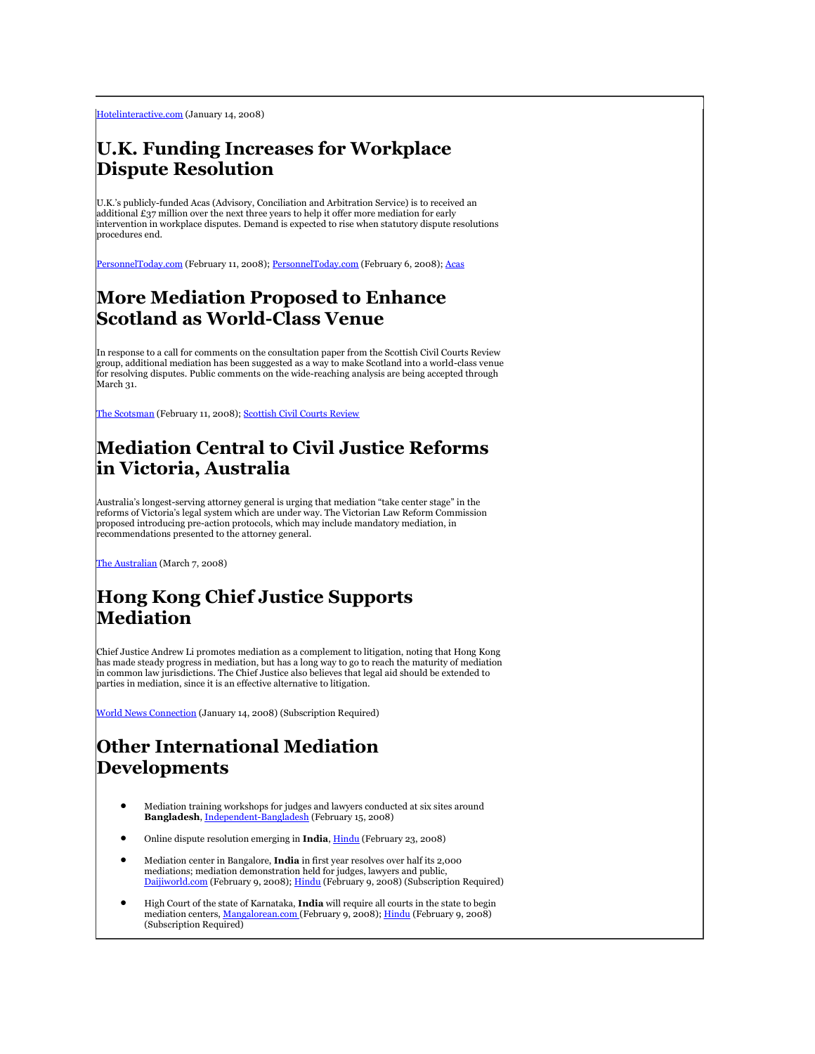[Hotelinteractive.com](Hotelinteractive.com) (January 14, 2008)

## U.K. Funding Increases for Workplace Dispute Resolution

U.K.'s publicly-funded Acas (Advisory, Conciliation and Arbitration Service) is to received an additional £37 million over the next three years to help it offer more mediation for early intervention in workplace disputes. Demand is expected to rise when statutory dispute resolutions procedures end.

PersonnelToday.com (February 11, 2008); PersonnelToday.com (February 6, 2008); Acas

## More Mediation Proposed to Enhance Scotland as World-Class Venue

In response to a call for comments on the consultation paper from the Scottish Civil Courts Review group, additional mediation has been suggested as a way to make Scotland into a world-class venue for resolving disputes. Public comments on the wide-reaching analysis are being accepted through March 31.

The Scotsman (February 11, 2008); Scottish Civil Courts Review

## Mediation Central to Civil Justice Reforms in Victoria, Australia

Australia's longest-serving attorney general is urging that mediation "take center stage" in the reforms of Victoria's legal system which are under way. The Victorian Law Reform Commission proposed introducing pre-action protocols, which may include mandatory mediation, in recommendations presented to the attorney general.

The Australian (March 7, 2008)

## Hong Kong Chief Justice Supports Mediation

Chief Justice Andrew Li promotes mediation as a complement to litigation, noting that Hong Kong has made steady progress in mediation, but has a long way to go to reach the maturity of mediation in common law jurisdictions. The Chief Justice also believes that legal aid should be extended to parties in mediation, since it is an effective alternative to litigation.

World News Connection (January 14, 2008) (Subscription Required)

## Other International Mediation Developments

- Mediation training workshops for judges and lawyers conducted at six sites around **Bangladesh**, Independent-Bangladesh (February 15, 2008)
- Online dispute resolution emerging in **India**, Hindu (February 23, 2008)
- Mediation center in Bangalore, **India** in first year resolves over half its 2,000 mediations; mediation demonstration held for judges, lawyers and public, Daijiworld.com (February 9, 2008); Hindu (February 9, 2008) (Subscription Required)
- High Court of the state of Karnataka, **India** will require all courts in the state to begin mediation centers, Mangalorean.com (February 9, 2008); Hindu (February 9, 2008) (Subscription Required)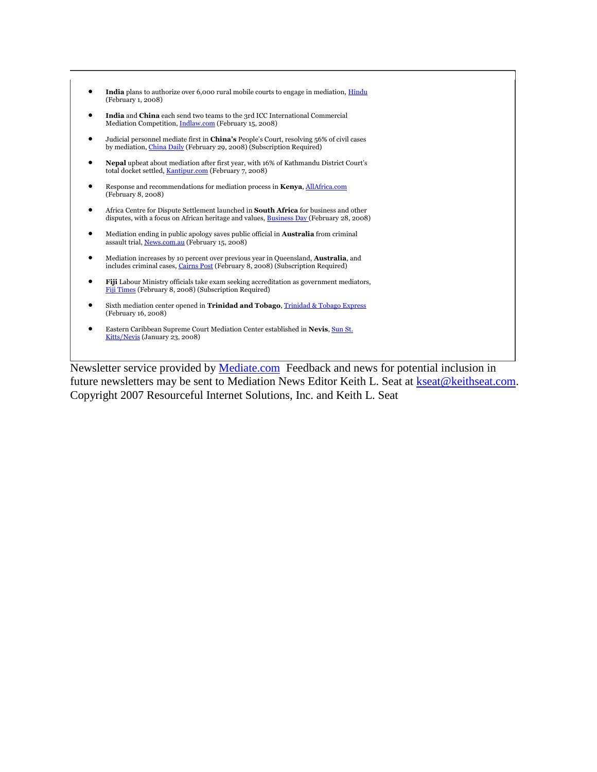- **India** plans to authorize over 6,000 rural mobile courts to engage in mediation, Hindu (February 1, 2008)
- **India** and **China** each send two teams to the 3rd ICC International Commercial Mediation Competition, Indlaw.com (February 15, 2008)
- Judicial personnel mediate first in **China's** People's Court, resolving 56% of civil cases by mediation, China Daily (February 29, 2008) (Subscription Required)
- **Nepal** upbeat about mediation after first year, with 16% of Kathmandu District Court's total docket settled, Kantipur.com (February 7, 2008)
- Response and recommendations for mediation process in **Kenya**, AllAfrica.com (February 8, 2008)
- Africa Centre for Dispute Settlement launched in **South Africa** for business and other disputes, with a focus on African heritage and values, Business Day (February 28, 2008)
- Mediation ending in public apology saves public official in **Australia** from criminal assault trial, News.com.au (February 15, 2008)
- Mediation increases by 10 percent over previous year in Queensland, **Australia**, and includes criminal cases, Cairns Post (February 8, 2008) (Subscription Required)
- **Fiji** Labour Ministry officials take exam seeking accreditation as government mediators, Fiji Times (February 8, 2008) (Subscription Required)
- Sixth mediation center opened in **Trinidad and Tobago**, Trinidad & Tobago Express (February 16, 2008)
- Eastern Caribbean Supreme Court Mediation Center established in **Nevis**, Sun St. Kitts/Nevis (January 23, 2008)

Newsletter service provided by Mediate.com Feedback and news for potential inclusion in future newsletters may be sent to Mediation News Editor Keith L. Seat at kseat@keithseat.com. Copyright 2007 Resourceful Internet Solutions, Inc. and Keith L. Seat